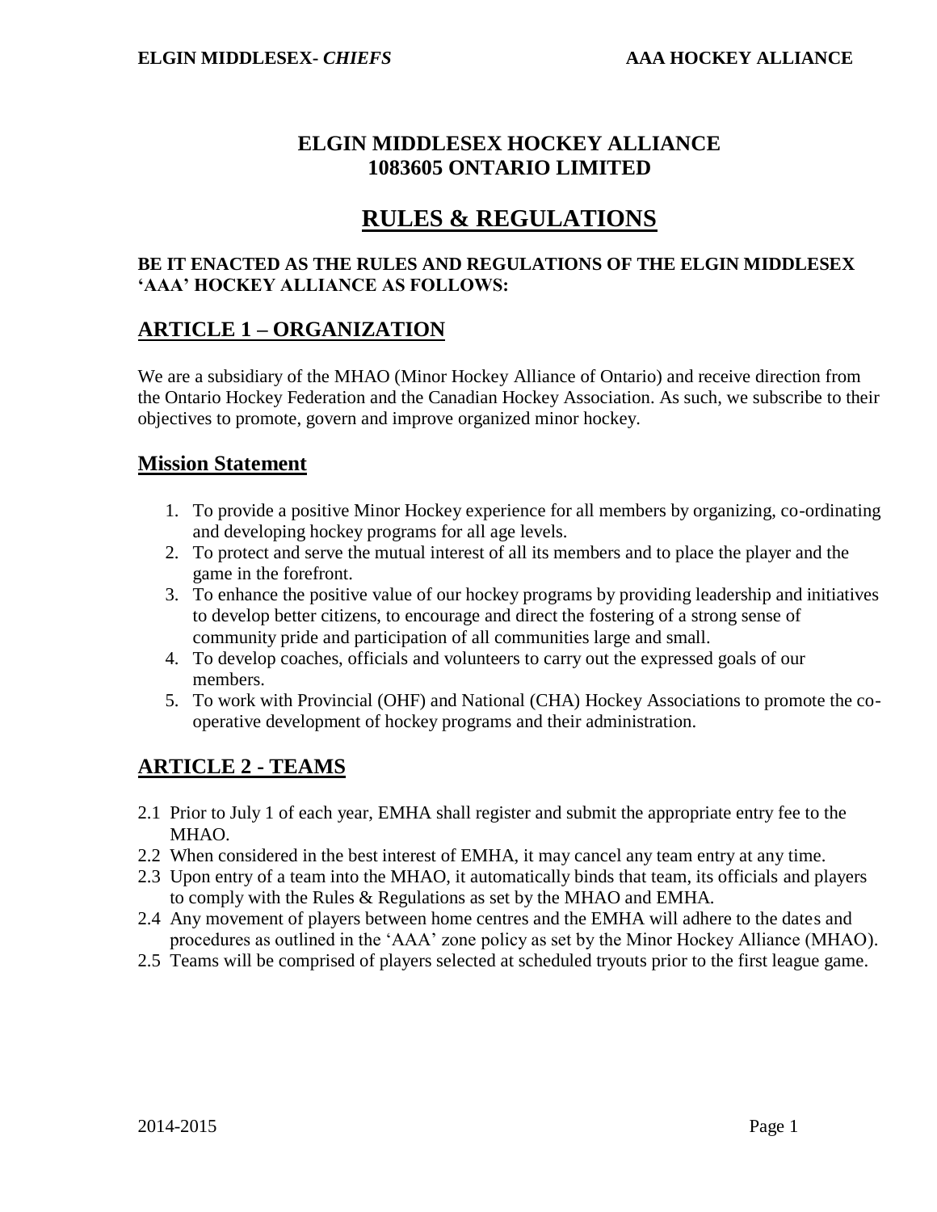# ELGIN MIDDLESEX HOCKEY ALLIANCE
# 1083605 ONTARIO LIMITED

# RULES & REGULATIONS

**BE IT ENACTED AS THE RULES AND REGULATIONS OF THE ELGIN MIDDLESEX 'AAA' HOCKEY ALLIANCE AS FOLLOWS:**

## ARTICLE 1 – ORGANIZATION

We are a subsidiary of the MHAO (Minor Hockey Alliance of Ontario) and receive direction from the Ontario Hockey Federation and the Canadian Hockey Association. As such, we subscribe to their objectives to promote, govern and improve organized minor hockey.

### Mission Statement

1. To provide a positive Minor Hockey experience for all members by organizing, co-ordinating and developing hockey programs for all age levels.
2. To protect and serve the mutual interest of all its members and to place the player and the game in the forefront.
3. To enhance the positive value of our hockey programs by providing leadership and initiatives to develop better citizens, to encourage and direct the fostering of a strong sense of community pride and participation of all communities large and small.
4. To develop coaches, officials and volunteers to carry out the expressed goals of our members.
5. To work with Provincial (OHF) and National (CHA) Hockey Associations to promote the co-operative development of hockey programs and their administration.

## ARTICLE 2 - TEAMS

2.1 Prior to July 1 of each year, EMHA shall register and submit the appropriate entry fee to the MHAO.

2.2 When considered in the best interest of EMHA, it may cancel any team entry at any time.

2.3 Upon entry of a team into the MHAO, it automatically binds that team, its officials and players to comply with the Rules & Regulations as set by the MHAO and EMHA.

2.4 Any movement of players between home centres and the EMHA will adhere to the dates and procedures as outlined in the 'AAA' zone policy as set by the Minor Hockey Alliance (MHAO).

2.5 Teams will be comprised of players selected at scheduled tryouts prior to the first league game.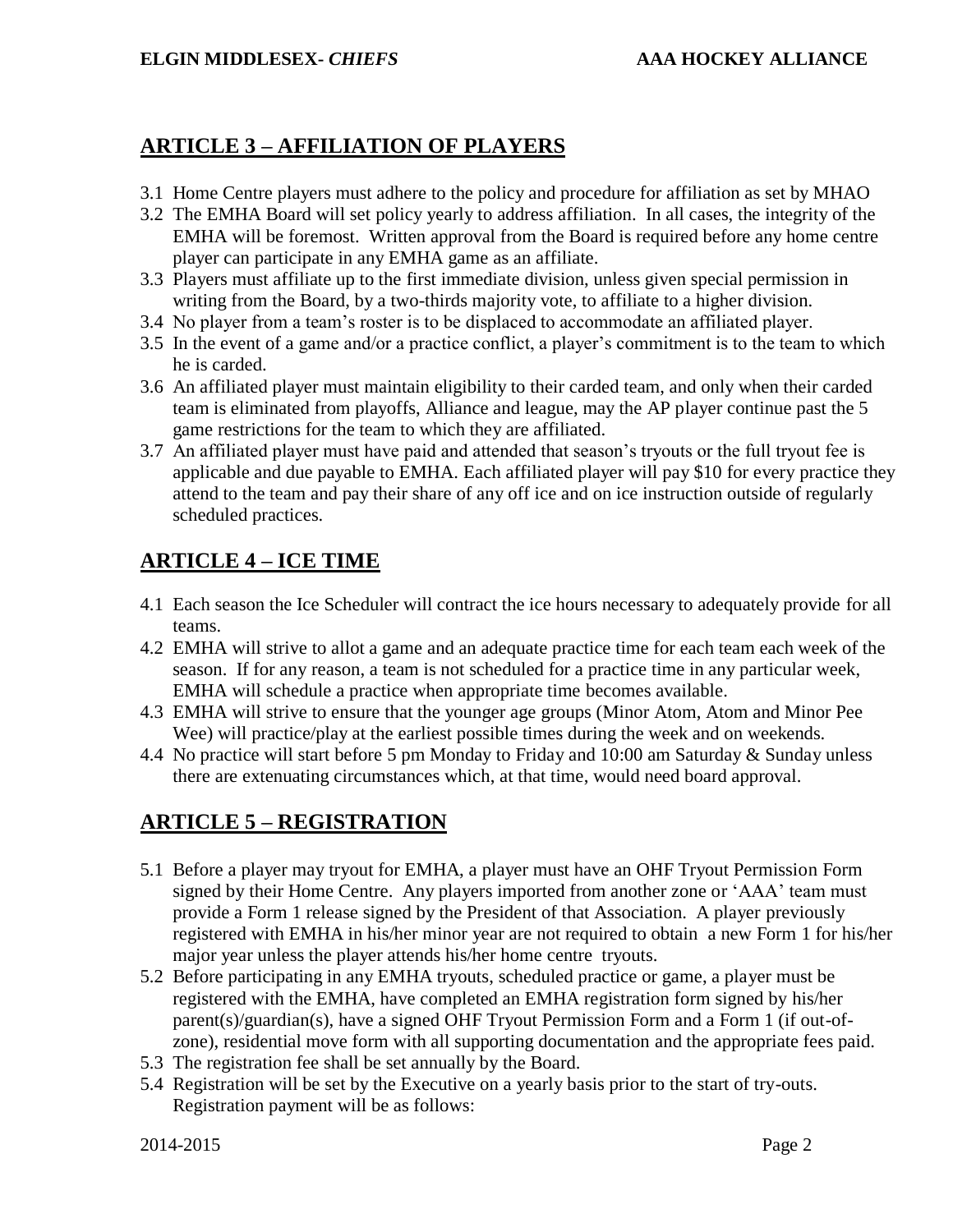## ARTICLE 3 – AFFILIATION OF PLAYERS

3.1 Home Centre players must adhere to the policy and procedure for affiliation as set by MHAO

3.2 The EMHA Board will set policy yearly to address affiliation. In all cases, the integrity of the EMHA will be foremost. Written approval from the Board is required before any home centre player can participate in any EMHA game as an affiliate.

3.3 Players must affiliate up to the first immediate division, unless given special permission in writing from the Board, by a two-thirds majority vote, to affiliate to a higher division.

3.4 No player from a team's roster is to be displaced to accommodate an affiliated player.

3.5 In the event of a game and/or a practice conflict, a player's commitment is to the team to which he is carded.

3.6 An affiliated player must maintain eligibility to their carded team, and only when their carded team is eliminated from playoffs, Alliance and league, may the AP player continue past the 5 game restrictions for the team to which they are affiliated.

3.7 An affiliated player must have paid and attended that season's tryouts or the full tryout fee is applicable and due payable to EMHA. Each affiliated player will pay $10 for every practice they attend to the team and pay their share of any off ice and on ice instruction outside of regularly scheduled practices.

## ARTICLE 4 – ICE TIME

4.1 Each season the Ice Scheduler will contract the ice hours necessary to adequately provide for all teams.

4.2 EMHA will strive to allot a game and an adequate practice time for each team each week of the season. If for any reason, a team is not scheduled for a practice time in any particular week, EMHA will schedule a practice when appropriate time becomes available.

4.3 EMHA will strive to ensure that the younger age groups (Minor Atom, Atom and Minor Pee Wee) will practice/play at the earliest possible times during the week and on weekends.

4.4 No practice will start before 5 pm Monday to Friday and 10:00 am Saturday & Sunday unless there are extenuating circumstances which, at that time, would need board approval.

## ARTICLE 5 – REGISTRATION

5.1 Before a player may tryout for EMHA, a player must have an OHF Tryout Permission Form signed by their Home Centre. Any players imported from another zone or 'AAA' team must provide a Form 1 release signed by the President of that Association. A player previously registered with EMHA in his/her minor year are not required to obtain a new Form 1 for his/her major year unless the player attends his/her home centre tryouts.

5.2 Before participating in any EMHA tryouts, scheduled practice or game, a player must be registered with the EMHA, have completed an EMHA registration form signed by his/her parent(s)/guardian(s), have a signed OHF Tryout Permission Form and a Form 1 (if out-of-zone), residential move form with all supporting documentation and the appropriate fees paid.

5.3 The registration fee shall be set annually by the Board.

5.4 Registration will be set by the Executive on a yearly basis prior to the start of try-outs. Registration payment will be as follows: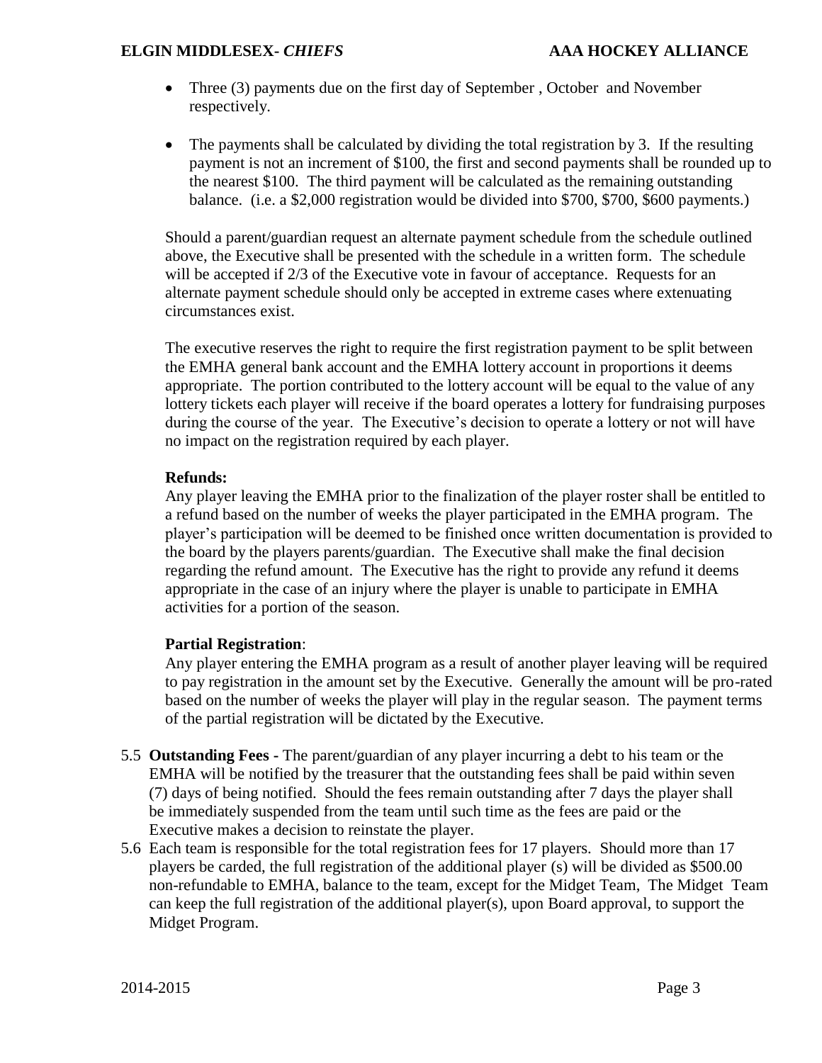- Three (3) payments due on the first day of September , October and November respectively.
- The payments shall be calculated by dividing the total registration by 3. If the resulting payment is not an increment of $100, the first and second payments shall be rounded up to the nearest $100. The third payment will be calculated as the remaining outstanding balance. (i.e. a $2,000 registration would be divided into $700, $700, $600 payments.)

Should a parent/guardian request an alternate payment schedule from the schedule outlined above, the Executive shall be presented with the schedule in a written form. The schedule will be accepted if 2/3 of the Executive vote in favour of acceptance. Requests for an alternate payment schedule should only be accepted in extreme cases where extenuating circumstances exist.

The executive reserves the right to require the first registration payment to be split between the EMHA general bank account and the EMHA lottery account in proportions it deems appropriate. The portion contributed to the lottery account will be equal to the value of any lottery tickets each player will receive if the board operates a lottery for fundraising purposes during the course of the year. The Executive's decision to operate a lottery or not will have no impact on the registration required by each player.

**Refunds:**
Any player leaving the EMHA prior to the finalization of the player roster shall be entitled to a refund based on the number of weeks the player participated in the EMHA program. The player's participation will be deemed to be finished once written documentation is provided to the board by the players parents/guardian. The Executive shall make the final decision regarding the refund amount. The Executive has the right to provide any refund it deems appropriate in the case of an injury where the player is unable to participate in EMHA activities for a portion of the season.

**Partial Registration**:
Any player entering the EMHA program as a result of another player leaving will be required to pay registration in the amount set by the Executive. Generally the amount will be pro-rated based on the number of weeks the player will play in the regular season. The payment terms of the partial registration will be dictated by the Executive.

5.5 **Outstanding Fees -** The parent/guardian of any player incurring a debt to his team or the EMHA will be notified by the treasurer that the outstanding fees shall be paid within seven (7) days of being notified. Should the fees remain outstanding after 7 days the player shall be immediately suspended from the team until such time as the fees are paid or the Executive makes a decision to reinstate the player.

5.6 Each team is responsible for the total registration fees for 17 players. Should more than 17 players be carded, the full registration of the additional player (s) will be divided as $500.00 non-refundable to EMHA, balance to the team, except for the Midget Team, The Midget Team can keep the full registration of the additional player(s), upon Board approval, to support the Midget Program.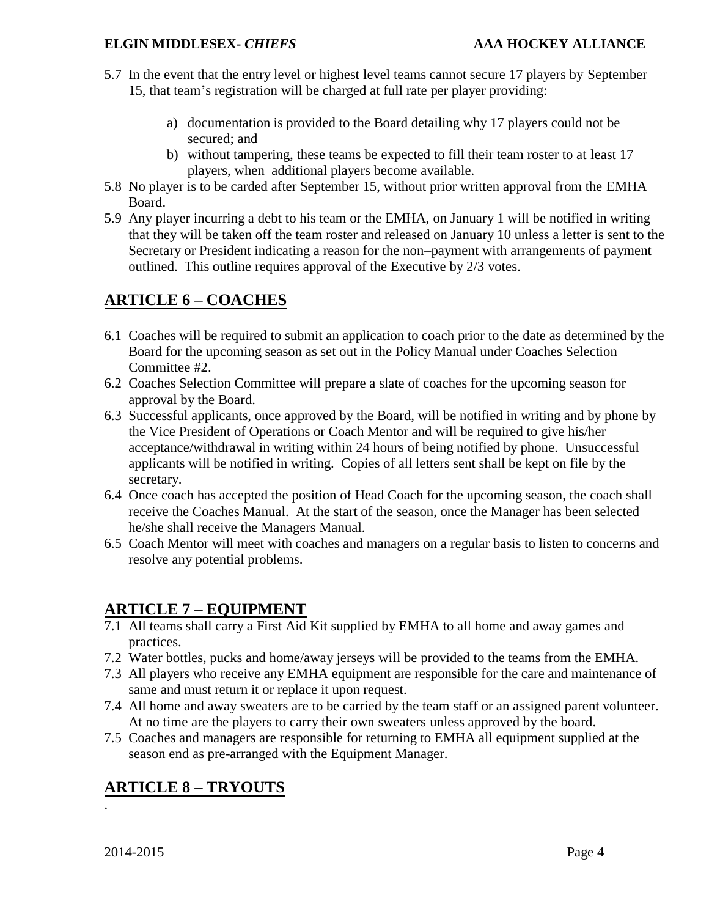5.7 In the event that the entry level or highest level teams cannot secure 17 players by September 15, that team's registration will be charged at full rate per player providing:

   a) documentation is provided to the Board detailing why 17 players could not be secured; and
   b) without tampering, these teams be expected to fill their team roster to at least 17 players, when additional players become available.

5.8 No player is to be carded after September 15, without prior written approval from the EMHA Board.

5.9 Any player incurring a debt to his team or the EMHA, on January 1 will be notified in writing that they will be taken off the team roster and released on January 10 unless a letter is sent to the Secretary or President indicating a reason for the non–payment with arrangements of payment outlined. This outline requires approval of the Executive by 2/3 votes.

## ARTICLE 6 – COACHES

6.1 Coaches will be required to submit an application to coach prior to the date as determined by the Board for the upcoming season as set out in the Policy Manual under Coaches Selection Committee #2.

6.2 Coaches Selection Committee will prepare a slate of coaches for the upcoming season for approval by the Board.

6.3 Successful applicants, once approved by the Board, will be notified in writing and by phone by the Vice President of Operations or Coach Mentor and will be required to give his/her acceptance/withdrawal in writing within 24 hours of being notified by phone. Unsuccessful applicants will be notified in writing. Copies of all letters sent shall be kept on file by the secretary.

6.4 Once coach has accepted the position of Head Coach for the upcoming season, the coach shall receive the Coaches Manual. At the start of the season, once the Manager has been selected he/she shall receive the Managers Manual.

6.5 Coach Mentor will meet with coaches and managers on a regular basis to listen to concerns and resolve any potential problems.

## ARTICLE 7 – EQUIPMENT

7.1 All teams shall carry a First Aid Kit supplied by EMHA to all home and away games and practices.

7.2 Water bottles, pucks and home/away jerseys will be provided to the teams from the EMHA.

7.3 All players who receive any EMHA equipment are responsible for the care and maintenance of same and must return it or replace it upon request.

7.4 All home and away sweaters are to be carried by the team staff or an assigned parent volunteer. At no time are the players to carry their own sweaters unless approved by the board.

7.5 Coaches and managers are responsible for returning to EMHA all equipment supplied at the season end as pre-arranged with the Equipment Manager.

## ARTICLE 8 – TRYOUTS

.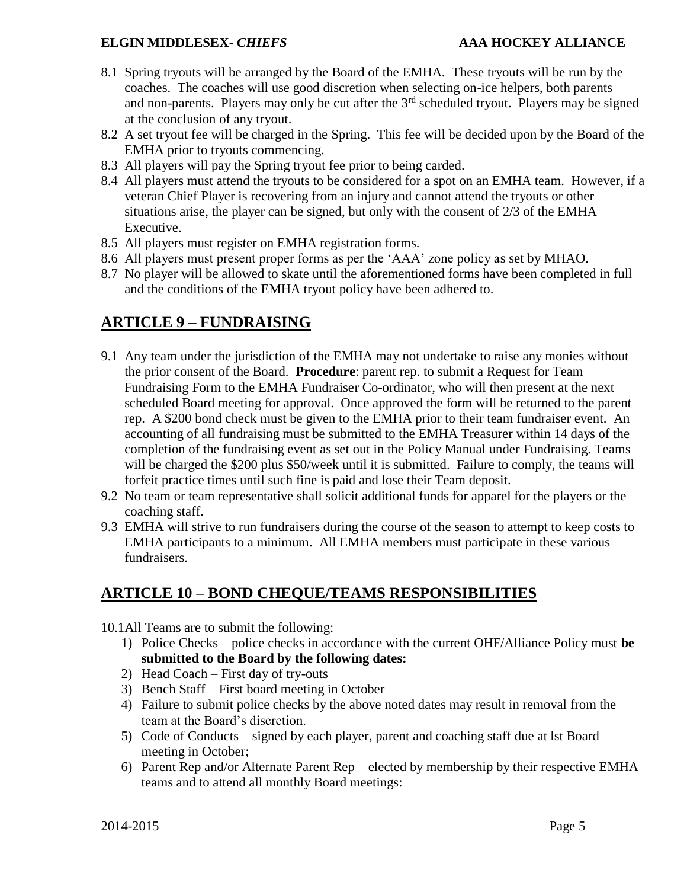8.1 Spring tryouts will be arranged by the Board of the EMHA. These tryouts will be run by the coaches. The coaches will use good discretion when selecting on-ice helpers, both parents and non-parents. Players may only be cut after the 3rd scheduled tryout. Players may be signed at the conclusion of any tryout.

8.2 A set tryout fee will be charged in the Spring. This fee will be decided upon by the Board of the EMHA prior to tryouts commencing.

8.3 All players will pay the Spring tryout fee prior to being carded.

8.4 All players must attend the tryouts to be considered for a spot on an EMHA team. However, if a veteran Chief Player is recovering from an injury and cannot attend the tryouts or other situations arise, the player can be signed, but only with the consent of 2/3 of the EMHA Executive.

8.5 All players must register on EMHA registration forms.

8.6 All players must present proper forms as per the 'AAA' zone policy as set by MHAO.

8.7 No player will be allowed to skate until the aforementioned forms have been completed in full and the conditions of the EMHA tryout policy have been adhered to.

## ARTICLE 9 – FUNDRAISING

9.1 Any team under the jurisdiction of the EMHA may not undertake to raise any monies without the prior consent of the Board. **Procedure**: parent rep. to submit a Request for Team Fundraising Form to the EMHA Fundraiser Co-ordinator, who will then present at the next scheduled Board meeting for approval. Once approved the form will be returned to the parent rep. A $200 bond check must be given to the EMHA prior to their team fundraiser event. An accounting of all fundraising must be submitted to the EMHA Treasurer within 14 days of the completion of the fundraising event as set out in the Policy Manual under Fundraising. Teams will be charged the $200 plus $50/week until it is submitted. Failure to comply, the teams will forfeit practice times until such fine is paid and lose their Team deposit.

9.2 No team or team representative shall solicit additional funds for apparel for the players or the coaching staff.

9.3 EMHA will strive to run fundraisers during the course of the season to attempt to keep costs to EMHA participants to a minimum. All EMHA members must participate in these various fundraisers.

## ARTICLE 10 – BOND CHEQUE/TEAMS RESPONSIBILITIES

10.1 All Teams are to submit the following:

1) Police Checks – police checks in accordance with the current OHF/Alliance Policy must **be submitted to the Board by the following dates:**
2) Head Coach – First day of try-outs
3) Bench Staff – First board meeting in October
4) Failure to submit police checks by the above noted dates may result in removal from the team at the Board's discretion.
5) Code of Conducts – signed by each player, parent and coaching staff due at lst Board meeting in October;
6) Parent Rep and/or Alternate Parent Rep – elected by membership by their respective EMHA teams and to attend all monthly Board meetings: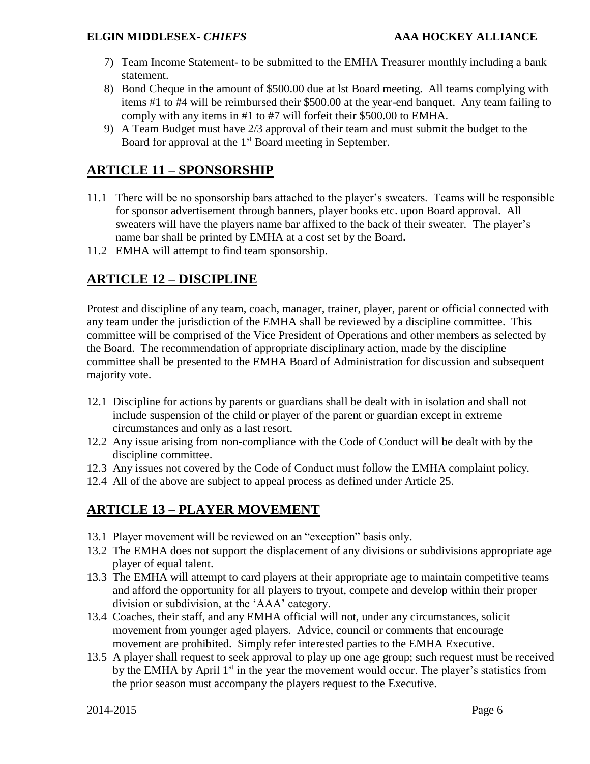7) Team Income Statement- to be submitted to the EMHA Treasurer monthly including a bank statement.
8) Bond Cheque in the amount of $500.00 due at lst Board meeting. All teams complying with items #1 to #4 will be reimbursed their $500.00 at the year-end banquet. Any team failing to comply with any items in #1 to #7 will forfeit their $500.00 to EMHA.
9) A Team Budget must have 2/3 approval of their team and must submit the budget to the Board for approval at the 1st Board meeting in September.

## ARTICLE 11 – SPONSORSHIP

11.1 There will be no sponsorship bars attached to the player's sweaters. Teams will be responsible for sponsor advertisement through banners, player books etc. upon Board approval. All sweaters will have the players name bar affixed to the back of their sweater. The player's name bar shall be printed by EMHA at a cost set by the Board**.**

11.2 EMHA will attempt to find team sponsorship.

## ARTICLE 12 – DISCIPLINE

Protest and discipline of any team, coach, manager, trainer, player, parent or official connected with any team under the jurisdiction of the EMHA shall be reviewed by a discipline committee. This committee will be comprised of the Vice President of Operations and other members as selected by the Board. The recommendation of appropriate disciplinary action, made by the discipline committee shall be presented to the EMHA Board of Administration for discussion and subsequent majority vote.

12.1 Discipline for actions by parents or guardians shall be dealt with in isolation and shall not include suspension of the child or player of the parent or guardian except in extreme circumstances and only as a last resort.

12.2 Any issue arising from non-compliance with the Code of Conduct will be dealt with by the discipline committee.

12.3 Any issues not covered by the Code of Conduct must follow the EMHA complaint policy.

12.4 All of the above are subject to appeal process as defined under Article 25.

## ARTICLE 13 – PLAYER MOVEMENT

13.1 Player movement will be reviewed on an "exception" basis only.

13.2 The EMHA does not support the displacement of any divisions or subdivisions appropriate age player of equal talent.

13.3 The EMHA will attempt to card players at their appropriate age to maintain competitive teams and afford the opportunity for all players to tryout, compete and develop within their proper division or subdivision, at the 'AAA' category.

13.4 Coaches, their staff, and any EMHA official will not, under any circumstances, solicit movement from younger aged players. Advice, council or comments that encourage movement are prohibited. Simply refer interested parties to the EMHA Executive.

13.5 A player shall request to seek approval to play up one age group; such request must be received by the EMHA by April 1st in the year the movement would occur. The player's statistics from the prior season must accompany the players request to the Executive.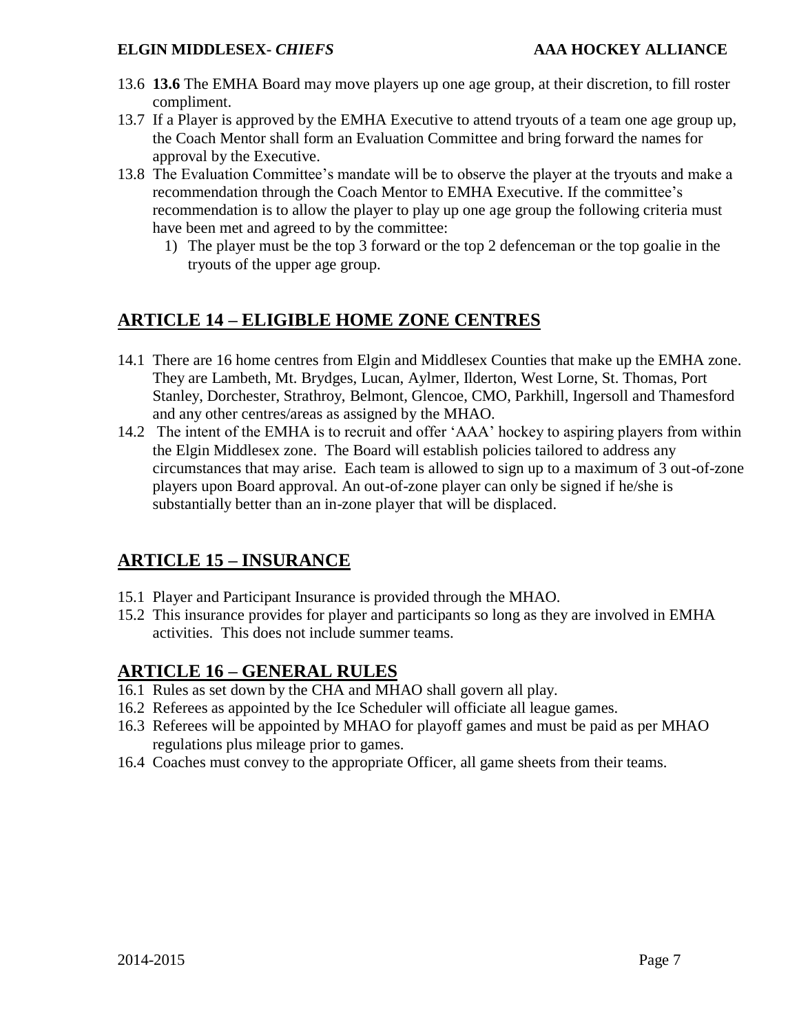13.6 **13.6** The EMHA Board may move players up one age group, at their discretion, to fill roster compliment.

13.7 If a Player is approved by the EMHA Executive to attend tryouts of a team one age group up, the Coach Mentor shall form an Evaluation Committee and bring forward the names for approval by the Executive.

13.8 The Evaluation Committee's mandate will be to observe the player at the tryouts and make a recommendation through the Coach Mentor to EMHA Executive. If the committee's recommendation is to allow the player to play up one age group the following criteria must have been met and agreed to by the committee:

1) The player must be the top 3 forward or the top 2 defenceman or the top goalie in the tryouts of the upper age group.

## ARTICLE 14 – ELIGIBLE HOME ZONE CENTRES

14.1 There are 16 home centres from Elgin and Middlesex Counties that make up the EMHA zone. They are Lambeth, Mt. Brydges, Lucan, Aylmer, Ilderton, West Lorne, St. Thomas, Port Stanley, Dorchester, Strathroy, Belmont, Glencoe, CMO, Parkhill, Ingersoll and Thamesford and any other centres/areas as assigned by the MHAO.

14.2 The intent of the EMHA is to recruit and offer 'AAA' hockey to aspiring players from within the Elgin Middlesex zone. The Board will establish policies tailored to address any circumstances that may arise. Each team is allowed to sign up to a maximum of 3 out-of-zone players upon Board approval. An out-of-zone player can only be signed if he/she is substantially better than an in-zone player that will be displaced.

## ARTICLE 15 – INSURANCE

15.1 Player and Participant Insurance is provided through the MHAO.

15.2 This insurance provides for player and participants so long as they are involved in EMHA activities. This does not include summer teams.

## ARTICLE 16 – GENERAL RULES

16.1 Rules as set down by the CHA and MHAO shall govern all play.

16.2 Referees as appointed by the Ice Scheduler will officiate all league games.

16.3 Referees will be appointed by MHAO for playoff games and must be paid as per MHAO regulations plus mileage prior to games.

16.4 Coaches must convey to the appropriate Officer, all game sheets from their teams.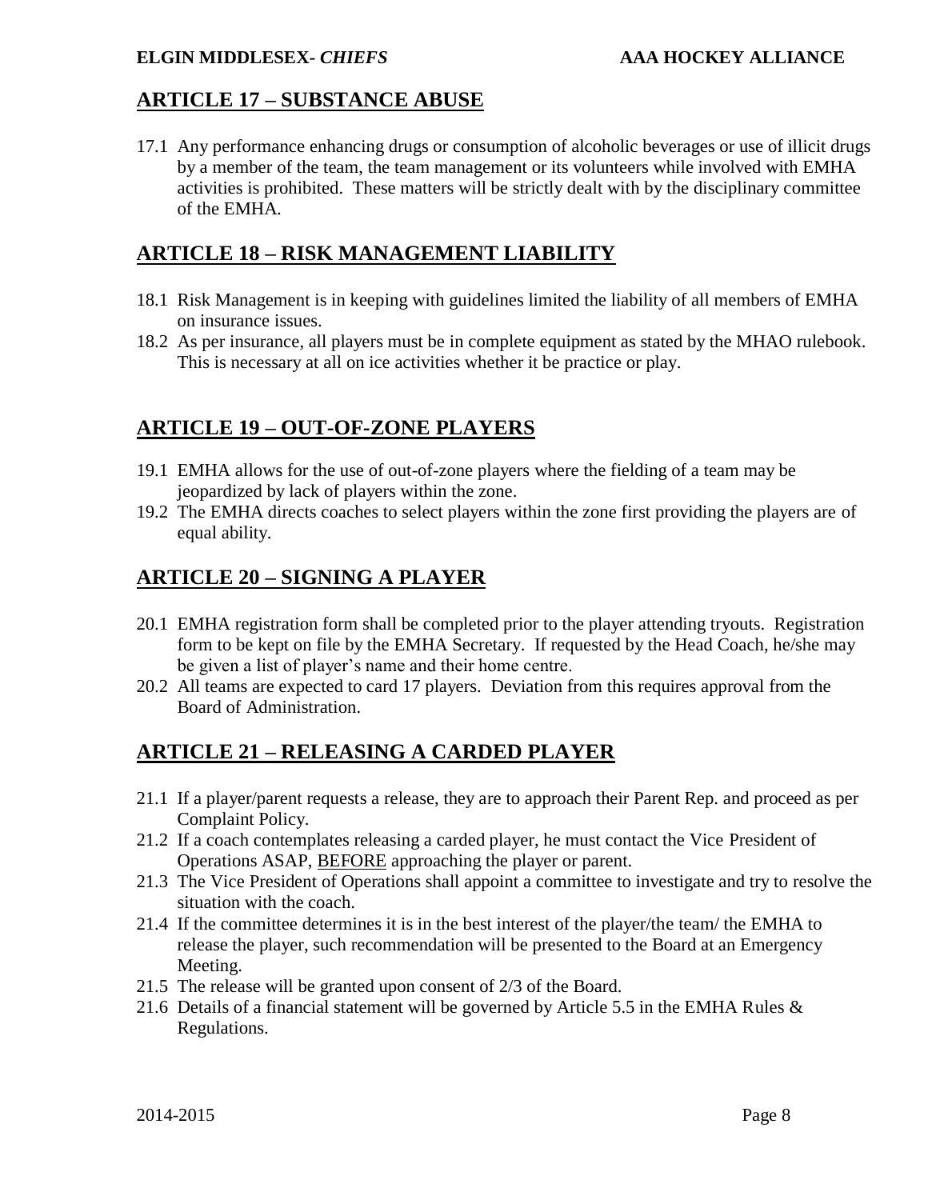## ARTICLE 17 – SUBSTANCE ABUSE

17.1 Any performance enhancing drugs or consumption of alcoholic beverages or use of illicit drugs by a member of the team, the team management or its volunteers while involved with EMHA activities is prohibited. These matters will be strictly dealt with by the disciplinary committee of the EMHA.

## ARTICLE 18 – RISK MANAGEMENT LIABILITY

18.1 Risk Management is in keeping with guidelines limited the liability of all members of EMHA on insurance issues.

18.2 As per insurance, all players must be in complete equipment as stated by the MHAO rulebook. This is necessary at all on ice activities whether it be practice or play.

## ARTICLE 19 – OUT-OF-ZONE PLAYERS

19.1 EMHA allows for the use of out-of-zone players where the fielding of a team may be jeopardized by lack of players within the zone.

19.2 The EMHA directs coaches to select players within the zone first providing the players are of equal ability.

## ARTICLE 20 – SIGNING A PLAYER

20.1 EMHA registration form shall be completed prior to the player attending tryouts. Registration form to be kept on file by the EMHA Secretary. If requested by the Head Coach, he/she may be given a list of player's name and their home centre.

20.2 All teams are expected to card 17 players. Deviation from this requires approval from the Board of Administration.

## ARTICLE 21 – RELEASING A CARDED PLAYER

21.1 If a player/parent requests a release, they are to approach their Parent Rep. and proceed as per Complaint Policy.

21.2 If a coach contemplates releasing a carded player, he must contact the Vice President of Operations ASAP, <u>BEFORE</u> approaching the player or parent.

21.3 The Vice President of Operations shall appoint a committee to investigate and try to resolve the situation with the coach.

21.4 If the committee determines it is in the best interest of the player/the team/ the EMHA to release the player, such recommendation will be presented to the Board at an Emergency Meeting.

21.5 The release will be granted upon consent of 2/3 of the Board.

21.6 Details of a financial statement will be governed by Article 5.5 in the EMHA Rules & Regulations.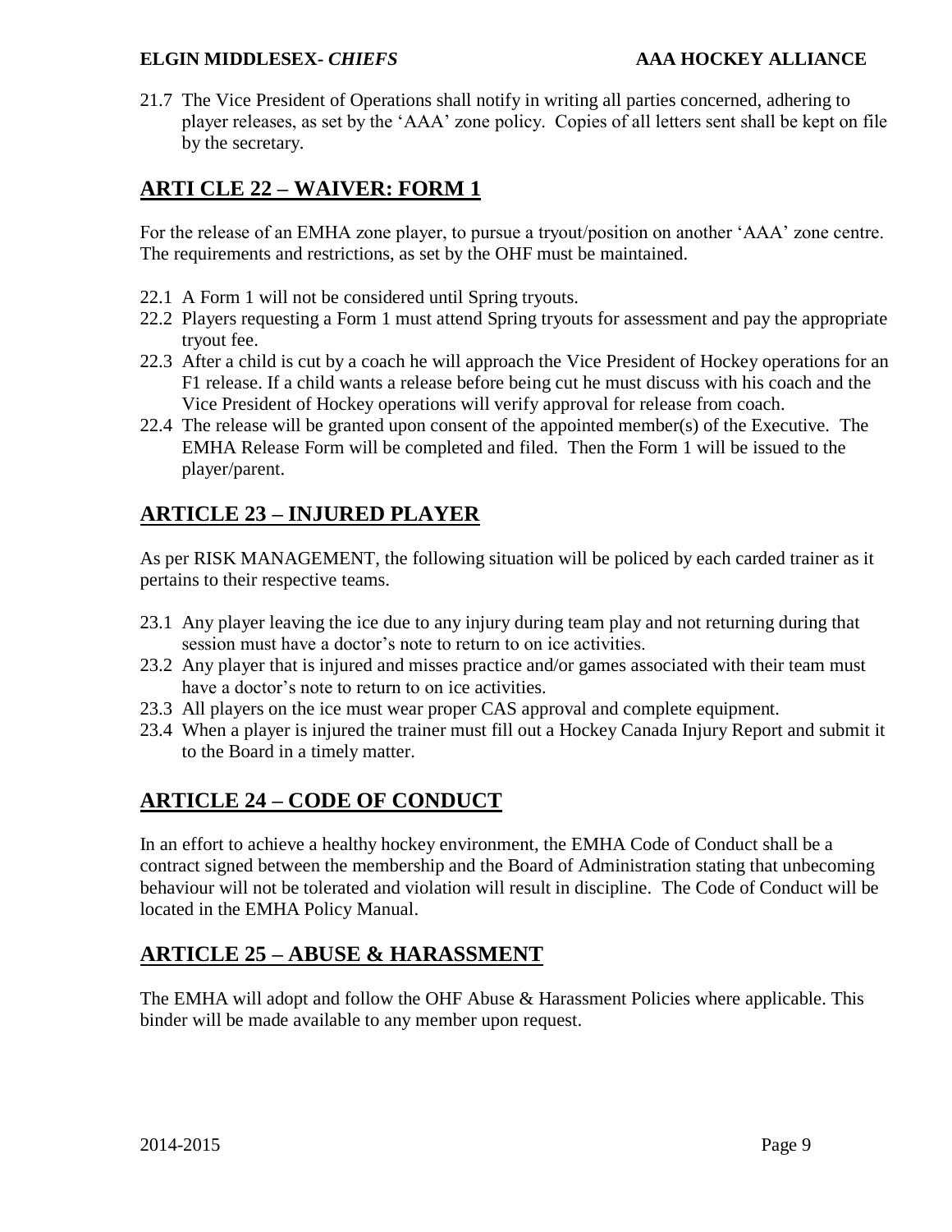21.7 The Vice President of Operations shall notify in writing all parties concerned, adhering to player releases, as set by the 'AAA' zone policy. Copies of all letters sent shall be kept on file by the secretary.

## ARTI CLE 22 – WAIVER: FORM 1

For the release of an EMHA zone player, to pursue a tryout/position on another 'AAA' zone centre. The requirements and restrictions, as set by the OHF must be maintained.

22.1 A Form 1 will not be considered until Spring tryouts.

22.2 Players requesting a Form 1 must attend Spring tryouts for assessment and pay the appropriate tryout fee.

22.3 After a child is cut by a coach he will approach the Vice President of Hockey operations for an F1 release. If a child wants a release before being cut he must discuss with his coach and the Vice President of Hockey operations will verify approval for release from coach.

22.4 The release will be granted upon consent of the appointed member(s) of the Executive. The EMHA Release Form will be completed and filed. Then the Form 1 will be issued to the player/parent.

## ARTICLE 23 – INJURED PLAYER

As per RISK MANAGEMENT, the following situation will be policed by each carded trainer as it pertains to their respective teams.

23.1 Any player leaving the ice due to any injury during team play and not returning during that session must have a doctor's note to return to on ice activities.

23.2 Any player that is injured and misses practice and/or games associated with their team must have a doctor's note to return to on ice activities.

23.3 All players on the ice must wear proper CAS approval and complete equipment.

23.4 When a player is injured the trainer must fill out a Hockey Canada Injury Report and submit it to the Board in a timely matter.

## ARTICLE 24 – CODE OF CONDUCT

In an effort to achieve a healthy hockey environment, the EMHA Code of Conduct shall be a contract signed between the membership and the Board of Administration stating that unbecoming behaviour will not be tolerated and violation will result in discipline. The Code of Conduct will be located in the EMHA Policy Manual.

## ARTICLE 25 – ABUSE & HARASSMENT

The EMHA will adopt and follow the OHF Abuse & Harassment Policies where applicable. This binder will be made available to any member upon request.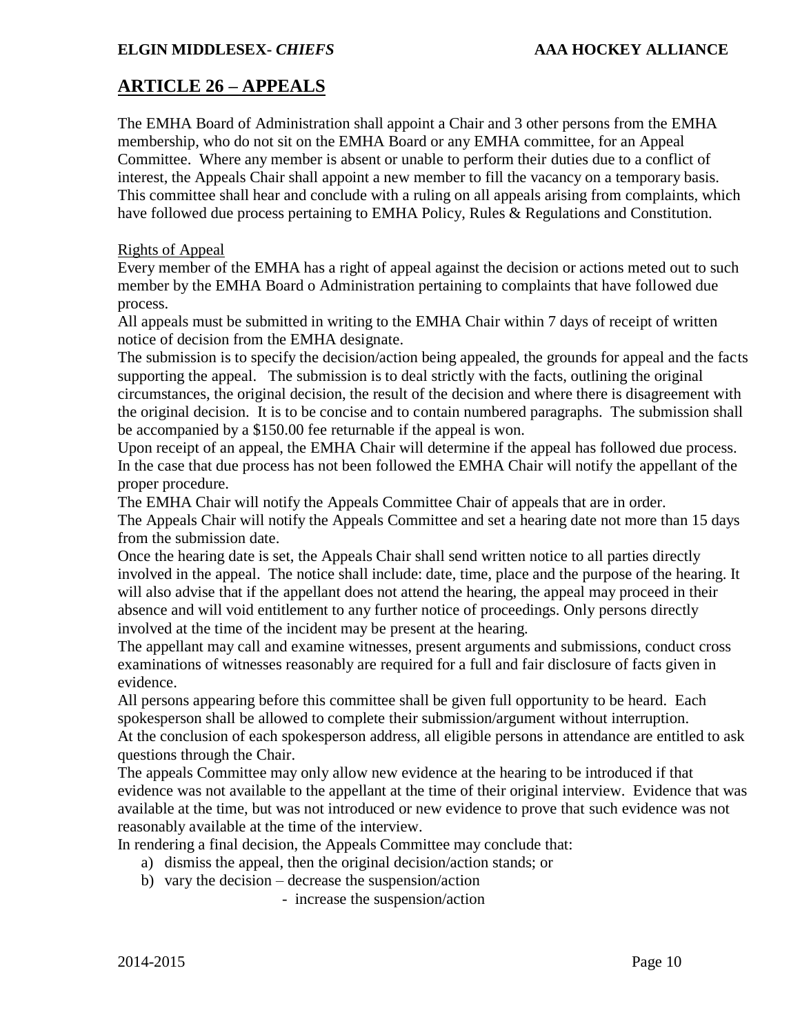## ARTICLE 26 – APPEALS

The EMHA Board of Administration shall appoint a Chair and 3 other persons from the EMHA membership, who do not sit on the EMHA Board or any EMHA committee, for an Appeal Committee. Where any member is absent or unable to perform their duties due to a conflict of interest, the Appeals Chair shall appoint a new member to fill the vacancy on a temporary basis. This committee shall hear and conclude with a ruling on all appeals arising from complaints, which have followed due process pertaining to EMHA Policy, Rules & Regulations and Constitution.

Rights of Appeal

Every member of the EMHA has a right of appeal against the decision or actions meted out to such member by the EMHA Board o Administration pertaining to complaints that have followed due process.

All appeals must be submitted in writing to the EMHA Chair within 7 days of receipt of written notice of decision from the EMHA designate.

The submission is to specify the decision/action being appealed, the grounds for appeal and the facts supporting the appeal. The submission is to deal strictly with the facts, outlining the original circumstances, the original decision, the result of the decision and where there is disagreement with the original decision. It is to be concise and to contain numbered paragraphs. The submission shall be accompanied by a $150.00 fee returnable if the appeal is won.

Upon receipt of an appeal, the EMHA Chair will determine if the appeal has followed due process. In the case that due process has not been followed the EMHA Chair will notify the appellant of the proper procedure.

The EMHA Chair will notify the Appeals Committee Chair of appeals that are in order.

The Appeals Chair will notify the Appeals Committee and set a hearing date not more than 15 days from the submission date.

Once the hearing date is set, the Appeals Chair shall send written notice to all parties directly involved in the appeal. The notice shall include: date, time, place and the purpose of the hearing. It will also advise that if the appellant does not attend the hearing, the appeal may proceed in their absence and will void entitlement to any further notice of proceedings. Only persons directly involved at the time of the incident may be present at the hearing.

The appellant may call and examine witnesses, present arguments and submissions, conduct cross examinations of witnesses reasonably are required for a full and fair disclosure of facts given in evidence.

All persons appearing before this committee shall be given full opportunity to be heard. Each spokesperson shall be allowed to complete their submission/argument without interruption.

At the conclusion of each spokesperson address, all eligible persons in attendance are entitled to ask questions through the Chair.

The appeals Committee may only allow new evidence at the hearing to be introduced if that evidence was not available to the appellant at the time of their original interview. Evidence that was available at the time, but was not introduced or new evidence to prove that such evidence was not reasonably available at the time of the interview.

In rendering a final decision, the Appeals Committee may conclude that:

a) dismiss the appeal, then the original decision/action stands; or
b) vary the decision – decrease the suspension/action
   - increase the suspension/action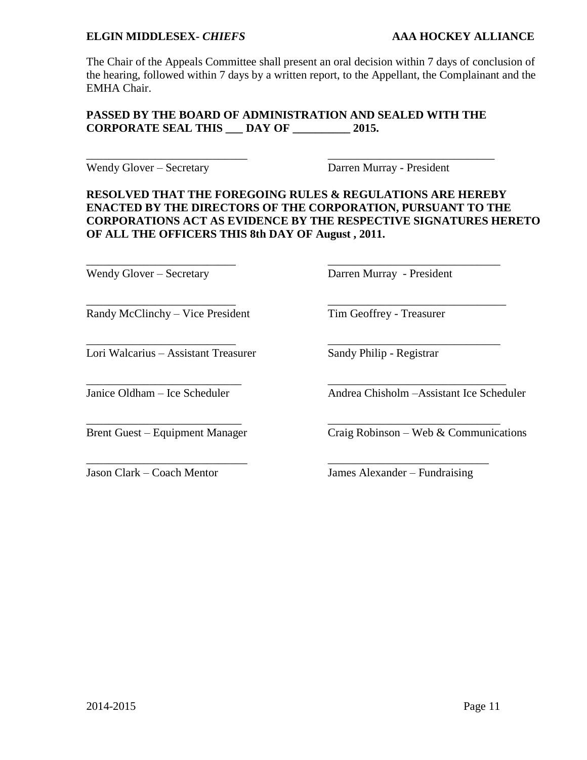The Chair of the Appeals Committee shall present an oral decision within 7 days of conclusion of the hearing, followed within 7 days by a written report, to the Appellant, the Complainant and the EMHA Chair.

**PASSED BY THE BOARD OF ADMINISTRATION AND SEALED WITH THE CORPORATE SEAL THIS ___ DAY OF __________ 2015.**

| | |
|---|---|
| ____________________________ | ____________________________ |
| Wendy Glover – Secretary | Darren Murray - President |

**RESOLVED THAT THE FOREGOING RULES & REGULATIONS ARE HEREBY ENACTED BY THE DIRECTORS OF THE CORPORATION, PURSUANT TO THE CORPORATIONS ACT AS EVIDENCE BY THE RESPECTIVE SIGNATURES HERETO OF ALL THE OFFICERS THIS 8th DAY OF August , 2011.**

| | |
|---|---|
| ____________________________ | ____________________________ |
| Wendy Glover – Secretary | Darren Murray - President |
| ____________________________ | ____________________________ |
| Randy McClinchy – Vice President | Tim Geoffrey - Treasurer |
| ____________________________ | ____________________________ |
| Lori Walcarius – Assistant Treasurer | Sandy Philip - Registrar |
| ____________________________ | ____________________________ |
| Janice Oldham – Ice Scheduler | Andrea Chisholm –Assistant Ice Scheduler |
| ____________________________ | ____________________________ |
| Brent Guest – Equipment Manager | Craig Robinson – Web & Communications |
| ____________________________ | ____________________________ |
| Jason Clark – Coach Mentor | James Alexander – Fundraising |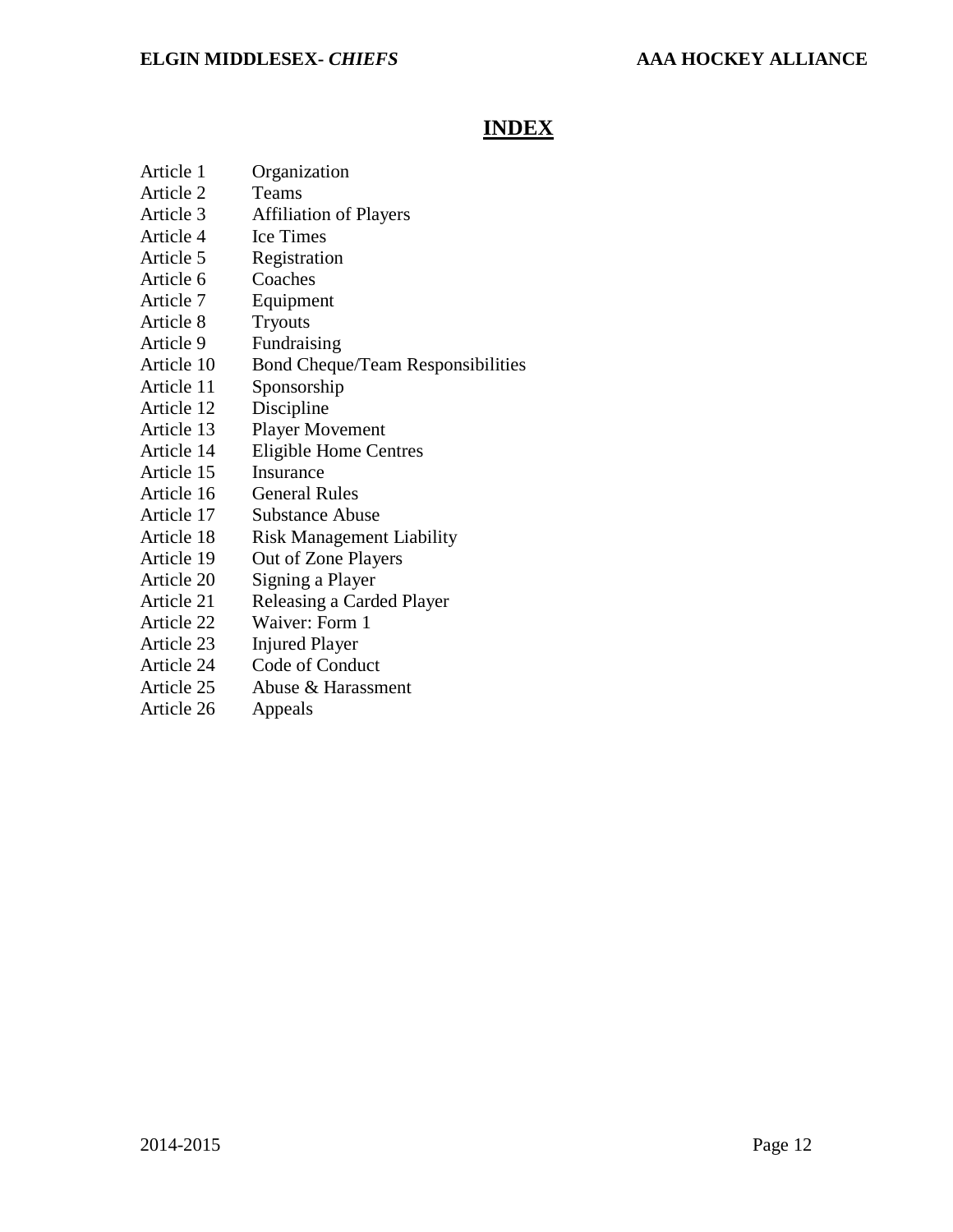# INDEX

| | |
|---|---|
| Article 1 | Organization |
| Article 2 | Teams |
| Article 3 | Affiliation of Players |
| Article 4 | Ice Times |
| Article 5 | Registration |
| Article 6 | Coaches |
| Article 7 | Equipment |
| Article 8 | Tryouts |
| Article 9 | Fundraising |
| Article 10 | Bond Cheque/Team Responsibilities |
| Article 11 | Sponsorship |
| Article 12 | Discipline |
| Article 13 | Player Movement |
| Article 14 | Eligible Home Centres |
| Article 15 | Insurance |
| Article 16 | General Rules |
| Article 17 | Substance Abuse |
| Article 18 | Risk Management Liability |
| Article 19 | Out of Zone Players |
| Article 20 | Signing a Player |
| Article 21 | Releasing a Carded Player |
| Article 22 | Waiver: Form 1 |
| Article 23 | Injured Player |
| Article 24 | Code of Conduct |
| Article 25 | Abuse & Harassment |
| Article 26 | Appeals |